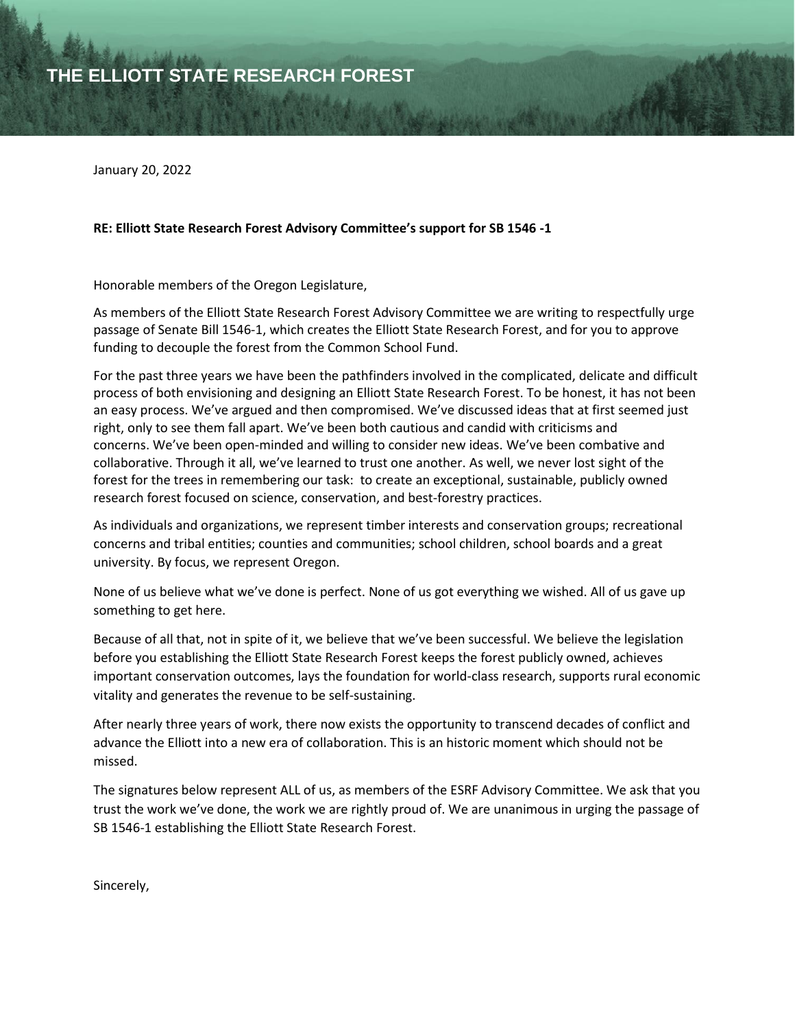# THE ELLIOTT STATE RESEARCH FOREST

January 20, 2022

**RE: Elliott State Research Forest Advisory Committee's support for SB 1546 -1**

Honorable members of the Oregon Legislature,

As members of the Elliott State Research Forest Advisory Committee we are writing to respectfully urge passage of Senate Bill 1546-1, which creates the Elliott State Research Forest, and for you to approve funding to decouple the forest from the Common School Fund.

For the past three years we have been the pathfinders involved in the complicated, delicate and difficult process of both envisioning and designing an Elliott State Research Forest. To be honest, it has not been an easy process. We've argued and then compromised. We've discussed ideas that at first seemed just right, only to see them fall apart. We've been both cautious and candid with criticisms and concerns. We've been open-minded and willing to consider new ideas. We've been combative and collaborative. Through it all, we've learned to trust one another. As well, we never lost sight of the forest for the trees in remembering our task: to create an exceptional, sustainable, publicly owned research forest focused on science, conservation, and best-forestry practices.

As individuals and organizations, we represent timber interests and conservation groups; recreational concerns and tribal entities; counties and communities; school children, school boards and a great university. By focus, we represent Oregon.

None of us believe what we've done is perfect. None of us got everything we wished. All of us gave up something to get here.

Because of all that, not in spite of it, we believe that we've been successful. We believe the legislation before you establishing the Elliott State Research Forest keeps the forest publicly owned, achieves important conservation outcomes, lays the foundation for world-class research, supports rural economic vitality and generates the revenue to be self-sustaining.

After nearly three years of work, there now exists the opportunity to transcend decades of conflict and advance the Elliott into a new era of collaboration. This is an historic moment which should not be missed.

The signatures below represent ALL of us, as members of the ESRF Advisory Committee. We ask that you trust the work we've done, the work we are rightly proud of. We are unanimous in urging the passage of SB 1546-1 establishing the Elliott State Research Forest.

Sincerely,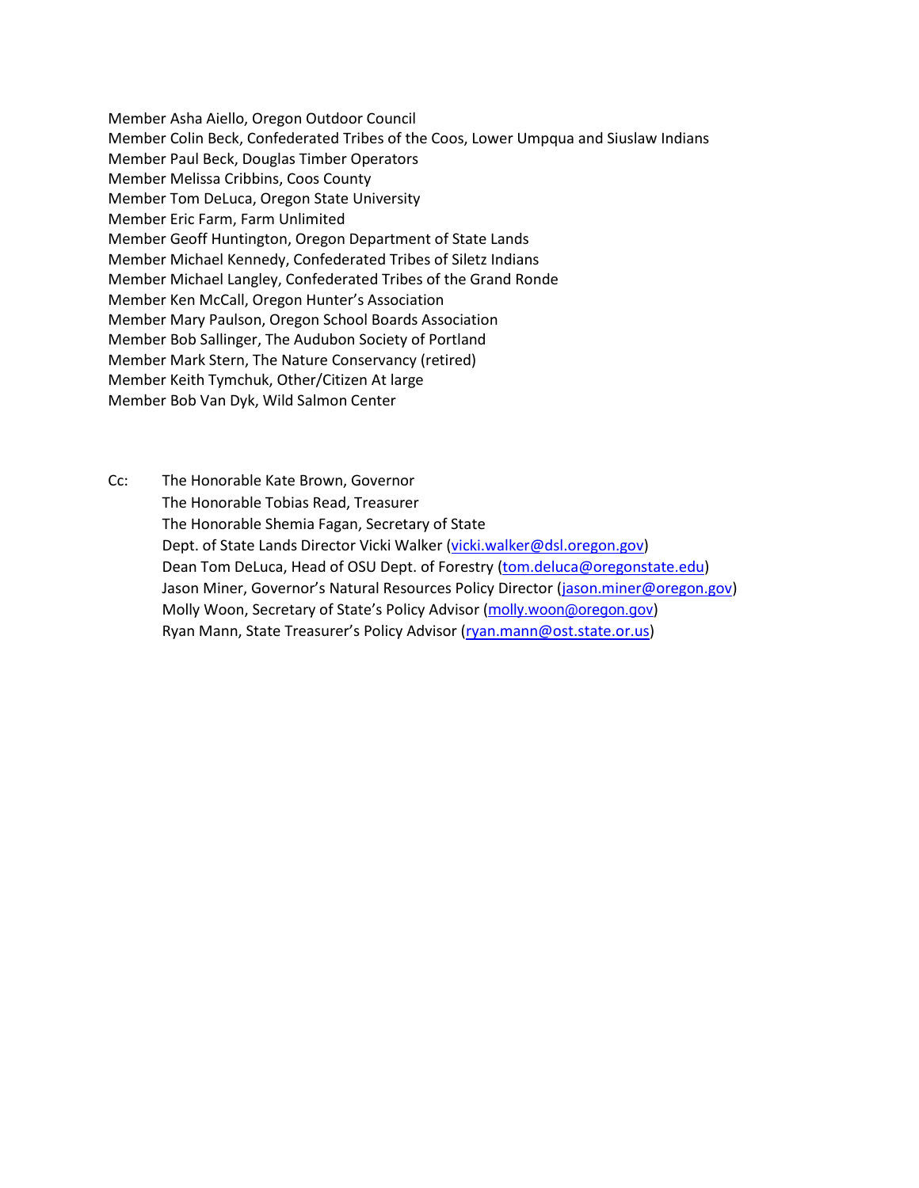Member Asha Aiello, Oregon Outdoor Council
Member Colin Beck, Confederated Tribes of the Coos, Lower Umpqua and Siuslaw Indians
Member Paul Beck, Douglas Timber Operators
Member Melissa Cribbins, Coos County
Member Tom DeLuca, Oregon State University
Member Eric Farm, Farm Unlimited
Member Geoff Huntington, Oregon Department of State Lands
Member Michael Kennedy, Confederated Tribes of Siletz Indians
Member Michael Langley, Confederated Tribes of the Grand Ronde
Member Ken McCall, Oregon Hunter's Association
Member Mary Paulson, Oregon School Boards Association
Member Bob Sallinger, The Audubon Society of Portland
Member Mark Stern, The Nature Conservancy (retired)
Member Keith Tymchuk, Other/Citizen At large
Member Bob Van Dyk, Wild Salmon Center

Cc: The Honorable Kate Brown, Governor
The Honorable Tobias Read, Treasurer
The Honorable Shemia Fagan, Secretary of State
Dept. of State Lands Director Vicki Walker (vicki.walker@dsl.oregon.gov)
Dean Tom DeLuca, Head of OSU Dept. of Forestry (tom.deluca@oregonstate.edu)
Jason Miner, Governor's Natural Resources Policy Director (jason.miner@oregon.gov)
Molly Woon, Secretary of State's Policy Advisor (molly.woon@oregon.gov)
Ryan Mann, State Treasurer's Policy Advisor (ryan.mann@ost.state.or.us)